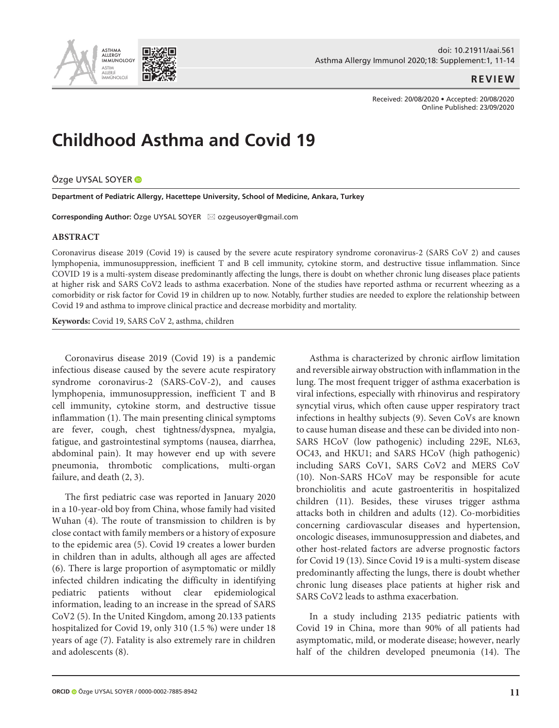REVIEW

Received: 20/08/2020 • Accepted: 20/08/2020
Online Published: 23/09/2020

# Childhood Asthma and Covid 19

Özge UYSAL SOYER

**Department of Pediatric Allergy, Hacettepe University, School of Medicine, Ankara, Turkey**

**Corresponding Author:** Özge UYSAL SOYER ✉ ozgeusoyer@gmail.com

## ABSTRACT

Coronavirus disease 2019 (Covid 19) is caused by the severe acute respiratory syndrome coronavirus-2 (SARS CoV 2) and causes lymphopenia, immunosuppression, inefficient T and B cell immunity, cytokine storm, and destructive tissue inflammation. Since COVID 19 is a multi-system disease predominantly affecting the lungs, there is doubt on whether chronic lung diseases place patients at higher risk and SARS CoV2 leads to asthma exacerbation. None of the studies have reported asthma or recurrent wheezing as a comorbidity or risk factor for Covid 19 in children up to now. Notably, further studies are needed to explore the relationship between Covid 19 and asthma to improve clinical practice and decrease morbidity and mortality.

**Keywords:** Covid 19, SARS CoV 2, asthma, children

Coronavirus disease 2019 (Covid 19) is a pandemic infectious disease caused by the severe acute respiratory syndrome coronavirus-2 (SARS-CoV-2), and causes lymphopenia, immunosuppression, inefficient T and B cell immunity, cytokine storm, and destructive tissue inflammation (1). The main presenting clinical symptoms are fever, cough, chest tightness/dyspnea, myalgia, fatigue, and gastrointestinal symptoms (nausea, diarrhea, abdominal pain). It may however end up with severe pneumonia, thrombotic complications, multi-organ failure, and death (2, 3).

The first pediatric case was reported in January 2020 in a 10-year-old boy from China, whose family had visited Wuhan (4). The route of transmission to children is by close contact with family members or a history of exposure to the epidemic area (5). Covid 19 creates a lower burden in children than in adults, although all ages are affected (6). There is large proportion of asymptomatic or mildly infected children indicating the difficulty in identifying pediatric patients without clear epidemiological information, leading to an increase in the spread of SARS CoV2 (5). In the United Kingdom, among 20.133 patients hospitalized for Covid 19, only 310 (1.5 %) were under 18 years of age (7). Fatality is also extremely rare in children and adolescents (8).

Asthma is characterized by chronic airflow limitation and reversible airway obstruction with inflammation in the lung. The most frequent trigger of asthma exacerbation is viral infections, especially with rhinovirus and respiratory syncytial virus, which often cause upper respiratory tract infections in healthy subjects (9). Seven CoVs are known to cause human disease and these can be divided into non-SARS HCoV (low pathogenic) including 229E, NL63, OC43, and HKU1; and SARS HCoV (high pathogenic) including SARS CoV1, SARS CoV2 and MERS CoV (10). Non-SARS HCoV may be responsible for acute bronchiolitis and acute gastroenteritis in hospitalized children (11). Besides, these viruses trigger asthma attacks both in children and adults (12). Co-morbidities concerning cardiovascular diseases and hypertension, oncologic diseases, immunosuppression and diabetes, and other host-related factors are adverse prognostic factors for Covid 19 (13). Since Covid 19 is a multi-system disease predominantly affecting the lungs, there is doubt whether chronic lung diseases place patients at higher risk and SARS CoV2 leads to asthma exacerbation.

In a study including 2135 pediatric patients with Covid 19 in China, more than 90% of all patients had asymptomatic, mild, or moderate disease; however, nearly half of the children developed pneumonia (14). The

ORCID Özge UYSAL SOYER / 0000-0002-7885-8942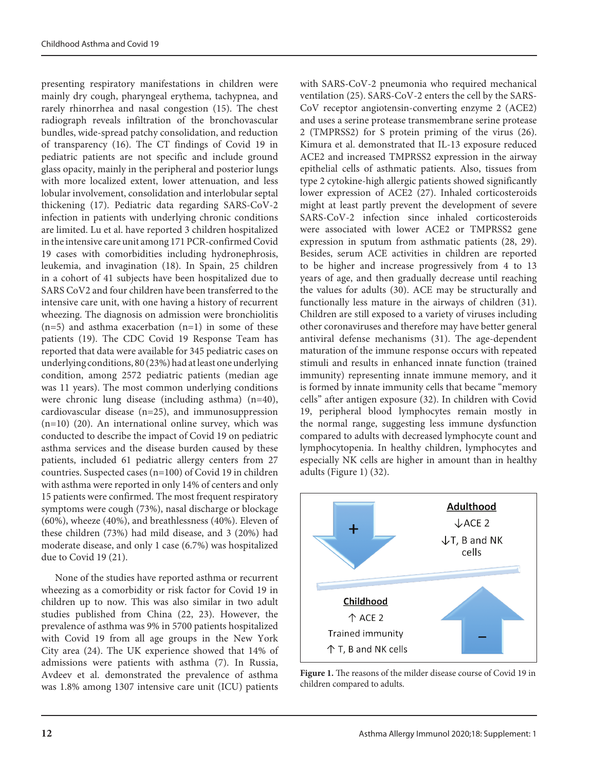presenting respiratory manifestations in children were mainly dry cough, pharyngeal erythema, tachypnea, and rarely rhinorrhea and nasal congestion (15). The chest radiograph reveals infiltration of the bronchovascular bundles, wide-spread patchy consolidation, and reduction of transparency (16). The CT findings of Covid 19 in pediatric patients are not specific and include ground glass opacity, mainly in the peripheral and posterior lungs with more localized extent, lower attenuation, and less lobular involvement, consolidation and interlobular septal thickening (17). Pediatric data regarding SARS-CoV-2 infection in patients with underlying chronic conditions are limited. Lu et al. have reported 3 children hospitalized in the intensive care unit among 171 PCR-confirmed Covid 19 cases with comorbidities including hydronephrosis, leukemia, and invagination (18). In Spain, 25 children in a cohort of 41 subjects have been hospitalized due to SARS CoV2 and four children have been transferred to the intensive care unit, with one having a history of recurrent wheezing. The diagnosis on admission were bronchiolitis (n=5) and asthma exacerbation (n=1) in some of these patients (19). The CDC Covid 19 Response Team has reported that data were available for 345 pediatric cases on underlying conditions, 80 (23%) had at least one underlying condition, among 2572 pediatric patients (median age was 11 years). The most common underlying conditions were chronic lung disease (including asthma) (n=40), cardiovascular disease (n=25), and immunosuppression (n=10) (20). An international online survey, which was conducted to describe the impact of Covid 19 on pediatric asthma services and the disease burden caused by these patients, included 61 pediatric allergy centers from 27 countries. Suspected cases (n=100) of Covid 19 in children with asthma were reported in only 14% of centers and only 15 patients were confirmed. The most frequent respiratory symptoms were cough (73%), nasal discharge or blockage (60%), wheeze (40%), and breathlessness (40%). Eleven of these children (73%) had mild disease, and 3 (20%) had moderate disease, and only 1 case (6.7%) was hospitalized due to Covid 19 (21).

None of the studies have reported asthma or recurrent wheezing as a comorbidity or risk factor for Covid 19 in children up to now. This was also similar in two adult studies published from China (22, 23). However, the prevalence of asthma was 9% in 5700 patients hospitalized with Covid 19 from all age groups in the New York City area (24). The UK experience showed that 14% of admissions were patients with asthma (7). In Russia, Avdeev et al. demonstrated the prevalence of asthma was 1.8% among 1307 intensive care unit (ICU) patients with SARS-CoV-2 pneumonia who required mechanical ventilation (25). SARS-CoV-2 enters the cell by the SARS-CoV receptor angiotensin-converting enzyme 2 (ACE2) and uses a serine protease transmembrane serine protease 2 (TMPRSS2) for S protein priming of the virus (26). Kimura et al. demonstrated that IL-13 exposure reduced ACE2 and increased TMPRSS2 expression in the airway epithelial cells of asthmatic patients. Also, tissues from type 2 cytokine-high allergic patients showed significantly lower expression of ACE2 (27). Inhaled corticosteroids might at least partly prevent the development of severe SARS-CoV-2 infection since inhaled corticosteroids were associated with lower ACE2 or TMPRSS2 gene expression in sputum from asthmatic patients (28, 29). Besides, serum ACE activities in children are reported to be higher and increase progressively from 4 to 13 years of age, and then gradually decrease until reaching the values for adults (30). ACE may be structurally and functionally less mature in the airways of children (31). Children are still exposed to a variety of viruses including other coronaviruses and therefore may have better general antiviral defense mechanisms (31). The age-dependent maturation of the immune response occurs with repeated stimuli and results in enhanced innate function (trained immunity) representing innate immune memory, and it is formed by innate immunity cells that became "memory cells" after antigen exposure (32). In children with Covid 19, peripheral blood lymphocytes remain mostly in the normal range, suggesting less immune dysfunction compared to adults with decreased lymphocyte count and lymphocytopenia. In healthy children, lymphocytes and especially NK cells are higher in amount than in healthy adults (Figure 1) (32).

**Figure 1.** The reasons of the milder disease course of Covid 19 in children compared to adults.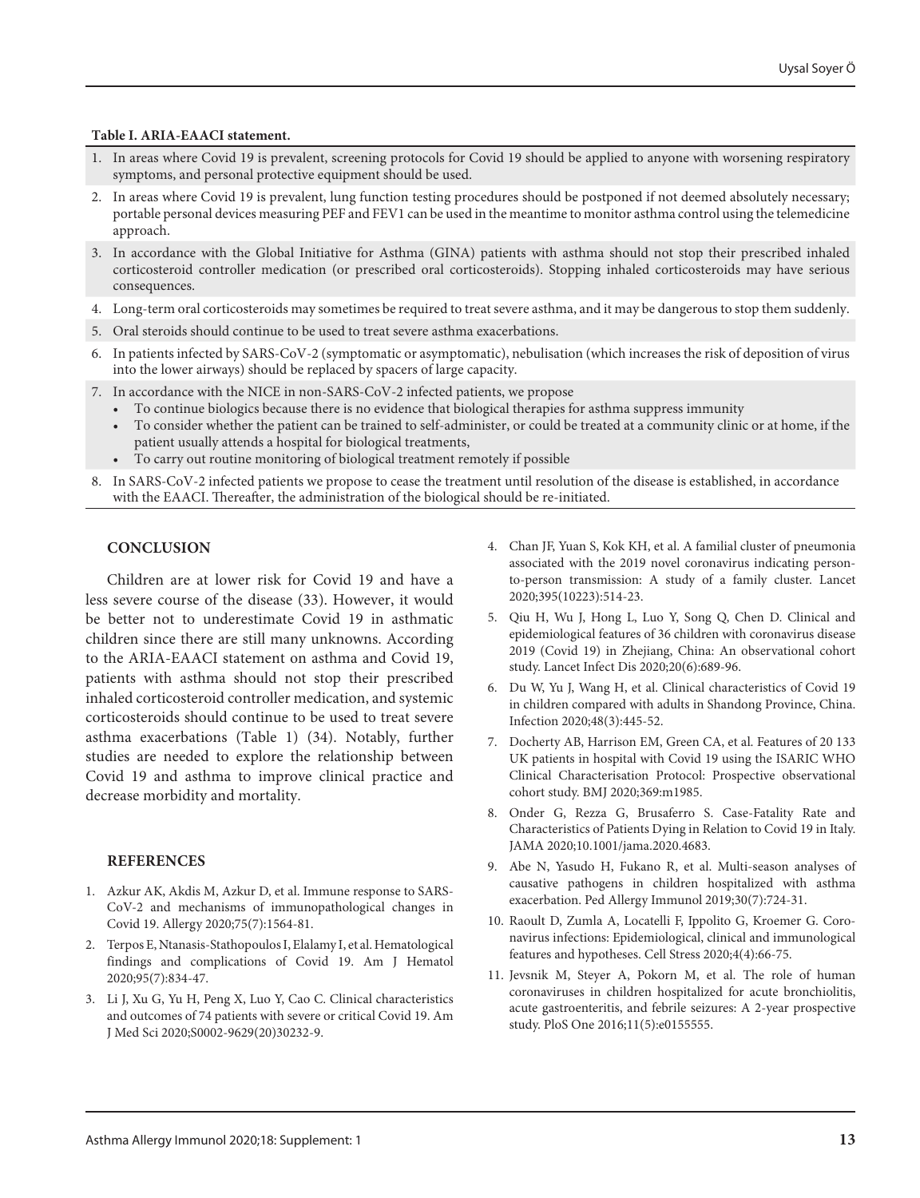**Table I. ARIA-EAACI statement.**

1. In areas where Covid 19 is prevalent, screening protocols for Covid 19 should be applied to anyone with worsening respiratory symptoms, and personal protective equipment should be used.
2. In areas where Covid 19 is prevalent, lung function testing procedures should be postponed if not deemed absolutely necessary; portable personal devices measuring PEF and FEV1 can be used in the meantime to monitor asthma control using the telemedicine approach.
3. In accordance with the Global Initiative for Asthma (GINA) patients with asthma should not stop their prescribed inhaled corticosteroid controller medication (or prescribed oral corticosteroids). Stopping inhaled corticosteroids may have serious consequences.
4. Long-term oral corticosteroids may sometimes be required to treat severe asthma, and it may be dangerous to stop them suddenly.
5. Oral steroids should continue to be used to treat severe asthma exacerbations.
6. In patients infected by SARS-CoV-2 (symptomatic or asymptomatic), nebulisation (which increases the risk of deposition of virus into the lower airways) should be replaced by spacers of large capacity.
7. In accordance with the NICE in non-SARS-CoV-2 infected patients, we propose
   - To continue biologics because there is no evidence that biological therapies for asthma suppress immunity
   - To consider whether the patient can be trained to self-administer, or could be treated at a community clinic or at home, if the patient usually attends a hospital for biological treatments,
   - To carry out routine monitoring of biological treatment remotely if possible
8. In SARS-CoV-2 infected patients we propose to cease the treatment until resolution of the disease is established, in accordance with the EAACI. Thereafter, the administration of the biological should be re-initiated.

## CONCLUSION

Children are at lower risk for Covid 19 and have a less severe course of the disease (33). However, it would be better not to underestimate Covid 19 in asthmatic children since there are still many unknowns. According to the ARIA-EAACI statement on asthma and Covid 19, patients with asthma should not stop their prescribed inhaled corticosteroid controller medication, and systemic corticosteroids should continue to be used to treat severe asthma exacerbations (Table 1) (34). Notably, further studies are needed to explore the relationship between Covid 19 and asthma to improve clinical practice and decrease morbidity and mortality.

## REFERENCES

1. Azkur AK, Akdis M, Azkur D, et al. Immune response to SARS-CoV-2 and mechanisms of immunopathological changes in Covid 19. Allergy 2020;75(7):1564-81.
2. Terpos E, Ntanasis-Stathopoulos I, Elalamy I, et al. Hematological findings and complications of Covid 19. Am J Hematol 2020;95(7):834-47.
3. Li J, Xu G, Yu H, Peng X, Luo Y, Cao C. Clinical characteristics and outcomes of 74 patients with severe or critical Covid 19. Am J Med Sci 2020;S0002-9629(20)30232-9.
4. Chan JF, Yuan S, Kok KH, et al. A familial cluster of pneumonia associated with the 2019 novel coronavirus indicating person-to-person transmission: A study of a family cluster. Lancet 2020;395(10223):514-23.
5. Qiu H, Wu J, Hong L, Luo Y, Song Q, Chen D. Clinical and epidemiological features of 36 children with coronavirus disease 2019 (Covid 19) in Zhejiang, China: An observational cohort study. Lancet Infect Dis 2020;20(6):689-96.
6. Du W, Yu J, Wang H, et al. Clinical characteristics of Covid 19 in children compared with adults in Shandong Province, China. Infection 2020;48(3):445-52.
7. Docherty AB, Harrison EM, Green CA, et al. Features of 20 133 UK patients in hospital with Covid 19 using the ISARIC WHO Clinical Characterisation Protocol: Prospective observational cohort study. BMJ 2020;369:m1985.
8. Onder G, Rezza G, Brusaferro S. Case-Fatality Rate and Characteristics of Patients Dying in Relation to Covid 19 in Italy. JAMA 2020;10.1001/jama.2020.4683.
9. Abe N, Yasudo H, Fukano R, et al. Multi-season analyses of causative pathogens in children hospitalized with asthma exacerbation. Ped Allergy Immunol 2019;30(7):724-31.
10. Raoult D, Zumla A, Locatelli F, Ippolito G, Kroemer G. Coronavirus infections: Epidemiological, clinical and immunological features and hypotheses. Cell Stress 2020;4(4):66-75.
11. Jevsnik M, Steyer A, Pokorn M, et al. The role of human coronaviruses in children hospitalized for acute bronchiolitis, acute gastroenteritis, and febrile seizures: A 2-year prospective study. PloS One 2016;11(5):e0155555.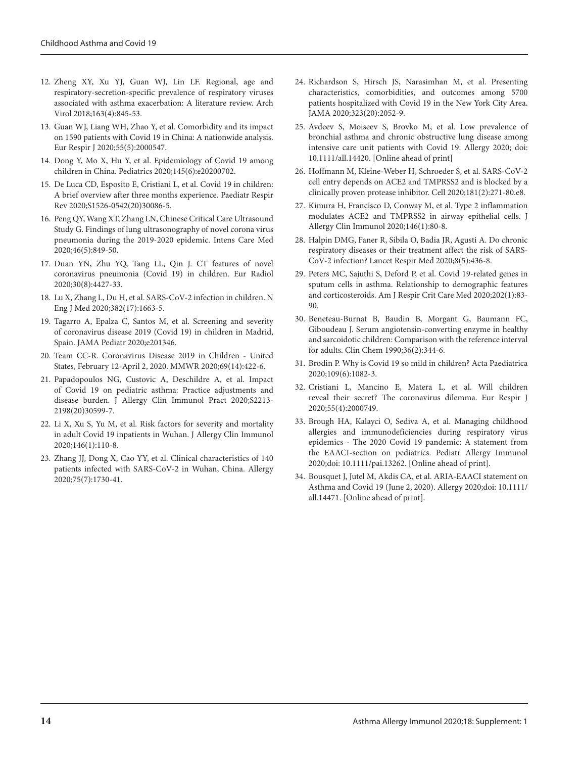12. Zheng XY, Xu YJ, Guan WJ, Lin LF. Regional, age and respiratory-secretion-specific prevalence of respiratory viruses associated with asthma exacerbation: A literature review. Arch Virol 2018;163(4):845-53.
13. Guan WJ, Liang WH, Zhao Y, et al. Comorbidity and its impact on 1590 patients with Covid 19 in China: A nationwide analysis. Eur Respir J 2020;55(5):2000547.
14. Dong Y, Mo X, Hu Y, et al. Epidemiology of Covid 19 among children in China. Pediatrics 2020;145(6):e20200702.
15. De Luca CD, Esposito E, Cristiani L, et al. Covid 19 in children: A brief overview after three months experience. Paediatr Respir Rev 2020;S1526-0542(20)30086-5.
16. Peng QY, Wang XT, Zhang LN, Chinese Critical Care Ultrasound Study G. Findings of lung ultrasonography of novel corona virus pneumonia during the 2019-2020 epidemic. Intens Care Med 2020;46(5):849-50.
17. Duan YN, Zhu YQ, Tang LL, Qin J. CT features of novel coronavirus pneumonia (Covid 19) in children. Eur Radiol 2020;30(8):4427-33.
18. Lu X, Zhang L, Du H, et al. SARS-CoV-2 infection in children. N Eng J Med 2020;382(17):1663-5.
19. Tagarro A, Epalza C, Santos M, et al. Screening and severity of coronavirus disease 2019 (Covid 19) in children in Madrid, Spain. JAMA Pediatr 2020;e201346.
20. Team CC-R. Coronavirus Disease 2019 in Children - United States, February 12-April 2, 2020. MMWR 2020;69(14):422-6.
21. Papadopoulos NG, Custovic A, Deschildre A, et al. Impact of Covid 19 on pediatric asthma: Practice adjustments and disease burden. J Allergy Clin Immunol Pract 2020;S2213-2198(20)30599-7.
22. Li X, Xu S, Yu M, et al. Risk factors for severity and mortality in adult Covid 19 inpatients in Wuhan. J Allergy Clin Immunol 2020;146(1):110-8.
23. Zhang JJ, Dong X, Cao YY, et al. Clinical characteristics of 140 patients infected with SARS-CoV-2 in Wuhan, China. Allergy 2020;75(7):1730-41.
24. Richardson S, Hirsch JS, Narasimhan M, et al. Presenting characteristics, comorbidities, and outcomes among 5700 patients hospitalized with Covid 19 in the New York City Area. JAMA 2020;323(20):2052-9.
25. Avdeev S, Moiseev S, Brovko M, et al. Low prevalence of bronchial asthma and chronic obstructive lung disease among intensive care unit patients with Covid 19. Allergy 2020; doi: 10.1111/all.14420. [Online ahead of print]
26. Hoffmann M, Kleine-Weber H, Schroeder S, et al. SARS-CoV-2 cell entry depends on ACE2 and TMPRSS2 and is blocked by a clinically proven protease inhibitor. Cell 2020;181(2):271-80.e8.
27. Kimura H, Francisco D, Conway M, et al. Type 2 inflammation modulates ACE2 and TMPRSS2 in airway epithelial cells. J Allergy Clin Immunol 2020;146(1):80-8.
28. Halpin DMG, Faner R, Sibila O, Badia JR, Agusti A. Do chronic respiratory diseases or their treatment affect the risk of SARS-CoV-2 infection? Lancet Respir Med 2020;8(5):436-8.
29. Peters MC, Sajuthi S, Deford P, et al. Covid 19-related genes in sputum cells in asthma. Relationship to demographic features and corticosteroids. Am J Respir Crit Care Med 2020;202(1):83-90.
30. Beneteau-Burnat B, Baudin B, Morgant G, Baumann FC, Giboudeau J. Serum angiotensin-converting enzyme in healthy and sarcoidotic children: Comparison with the reference interval for adults. Clin Chem 1990;36(2):344-6.
31. Brodin P. Why is Covid 19 so mild in children? Acta Paediatrica 2020;109(6):1082-3.
32. Cristiani L, Mancino E, Matera L, et al. Will children reveal their secret? The coronavirus dilemma. Eur Respir J 2020;55(4):2000749.
33. Brough HA, Kalayci O, Sediva A, et al. Managing childhood allergies and immunodeficiencies during respiratory virus epidemics - The 2020 Covid 19 pandemic: A statement from the EAACI-section on pediatrics. Pediatr Allergy Immunol 2020;doi: 10.1111/pai.13262. [Online ahead of print].
34. Bousquet J, Jutel M, Akdis CA, et al. ARIA-EAACI statement on Asthma and Covid 19 (June 2, 2020). Allergy 2020;doi: 10.1111/all.14471. [Online ahead of print].